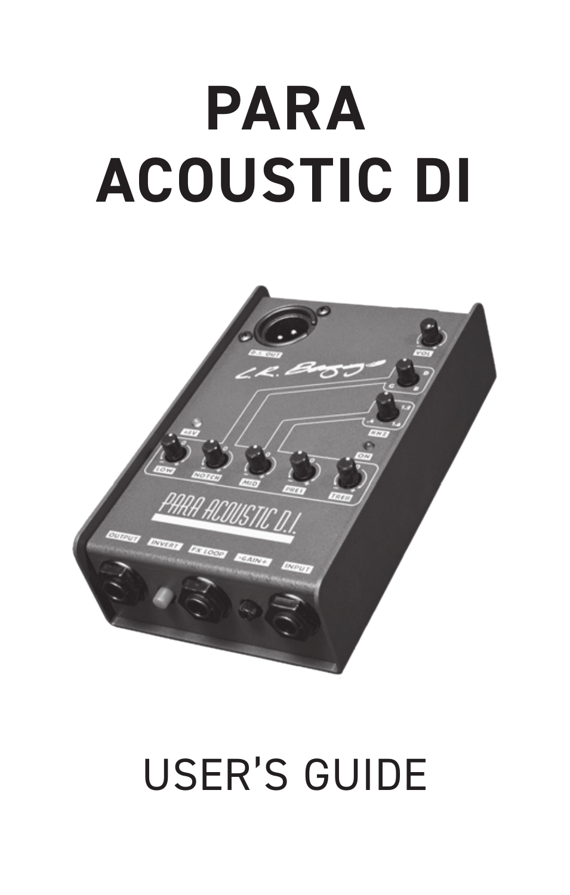# PARA ACOUSTIC DI

USER'S GUIDE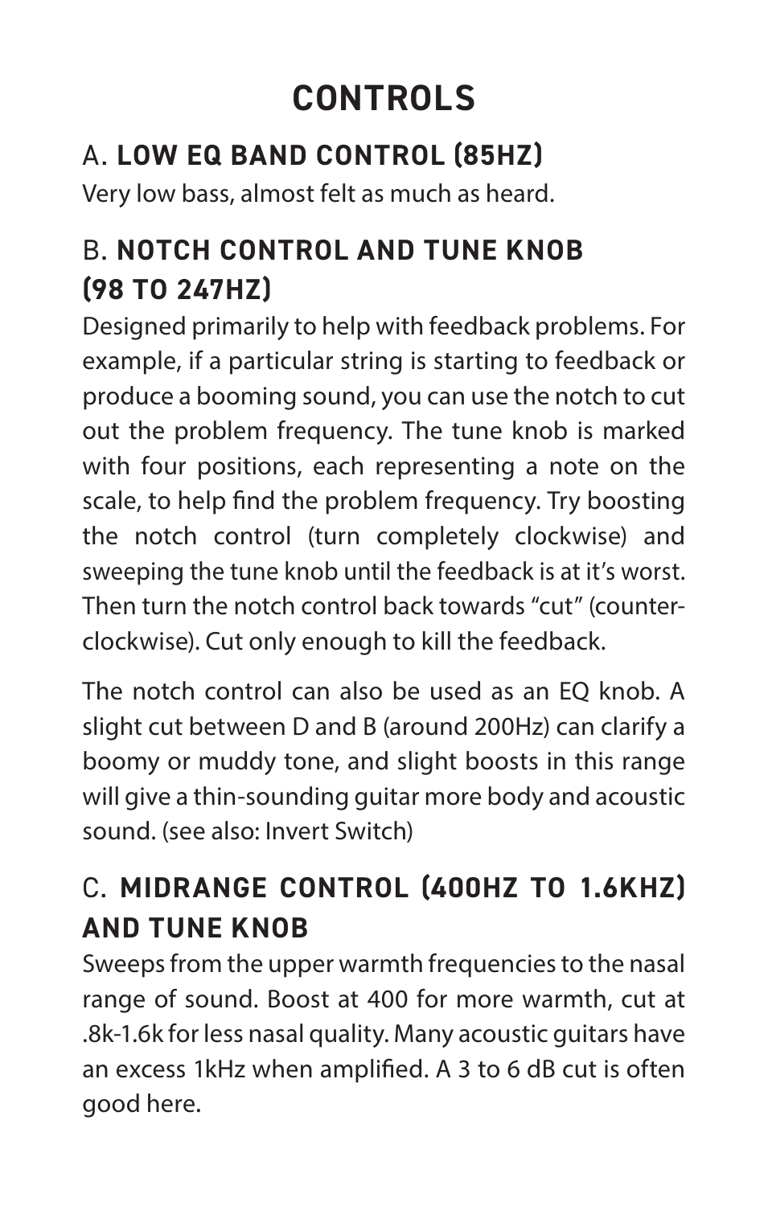# CONTROLS

## A. **LOW EQ BAND CONTROL (85HZ)**

Very low bass, almost felt as much as heard.

## B. **NOTCH CONTROL AND TUNE KNOB (98 TO 247HZ)**

Designed primarily to help with feedback problems. For example, if a particular string is starting to feedback or produce a booming sound, you can use the notch to cut out the problem frequency. The tune knob is marked with four positions, each representing a note on the scale, to help find the problem frequency. Try boosting the notch control (turn completely clockwise) and sweeping the tune knob until the feedback is at it's worst. Then turn the notch control back towards "cut" (counter-clockwise). Cut only enough to kill the feedback.

The notch control can also be used as an EQ knob. A slight cut between D and B (around 200Hz) can clarify a boomy or muddy tone, and slight boosts in this range will give a thin-sounding guitar more body and acoustic sound. (see also: Invert Switch)

## C. **MIDRANGE CONTROL (400HZ TO 1.6KHZ) AND TUNE KNOB**

Sweeps from the upper warmth frequencies to the nasal range of sound. Boost at 400 for more warmth, cut at .8k-1.6k for less nasal quality. Many acoustic guitars have an excess 1kHz when amplified. A 3 to 6 dB cut is often good here.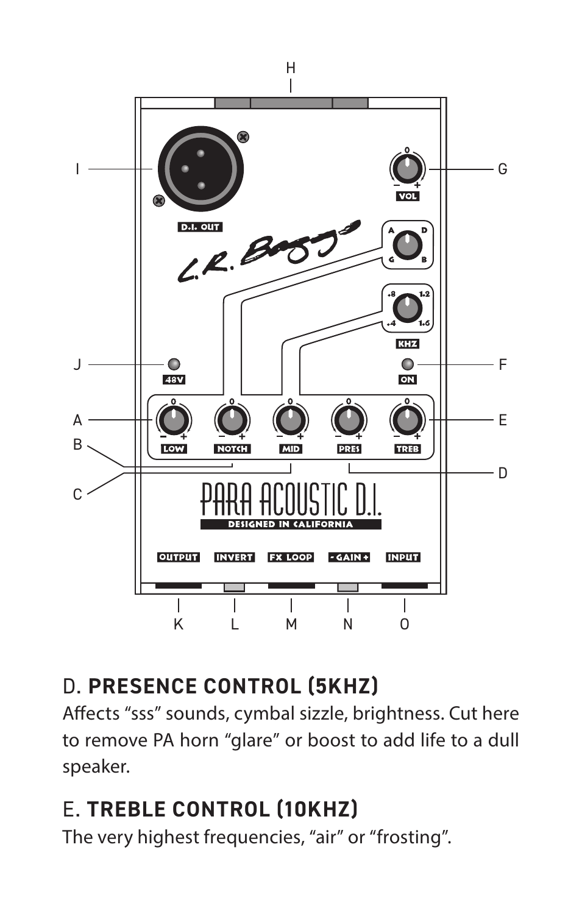## D. PRESENCE CONTROL (5KHZ)

Affects “sss” sounds, cymbal sizzle, brightness. Cut here to remove PA horn “glare” or boost to add life to a dull speaker.

## E. TREBLE CONTROL (10KHZ)

The very highest frequencies, “air” or “frosting”.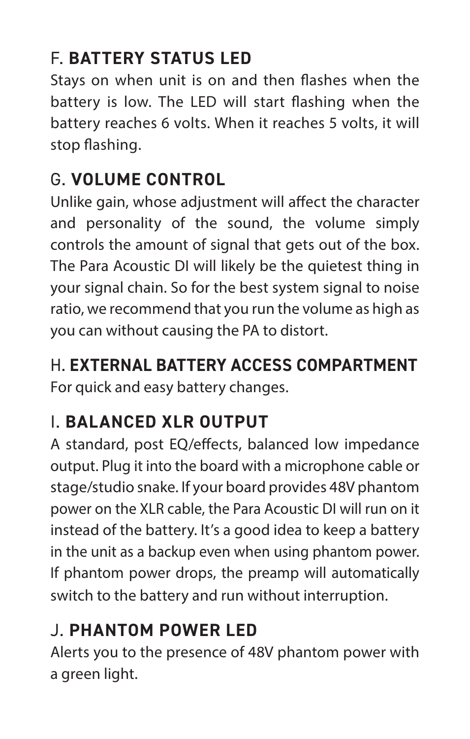## F. **BATTERY STATUS LED**

Stays on when unit is on and then flashes when the battery is low. The LED will start flashing when the battery reaches 6 volts. When it reaches 5 volts, it will stop flashing.

## G. **VOLUME CONTROL**

Unlike gain, whose adjustment will affect the character and personality of the sound, the volume simply controls the amount of signal that gets out of the box. The Para Acoustic DI will likely be the quietest thing in your signal chain. So for the best system signal to noise ratio, we recommend that you run the volume as high as you can without causing the PA to distort.

## H. **EXTERNAL BATTERY ACCESS COMPARTMENT**

For quick and easy battery changes.

## I. **BALANCED XLR OUTPUT**

A standard, post EQ/effects, balanced low impedance output. Plug it into the board with a microphone cable or stage/studio snake. If your board provides 48V phantom power on the XLR cable, the Para Acoustic DI will run on it instead of the battery. It's a good idea to keep a battery in the unit as a backup even when using phantom power. If phantom power drops, the preamp will automatically switch to the battery and run without interruption.

## J. **PHANTOM POWER LED**

Alerts you to the presence of 48V phantom power with a green light.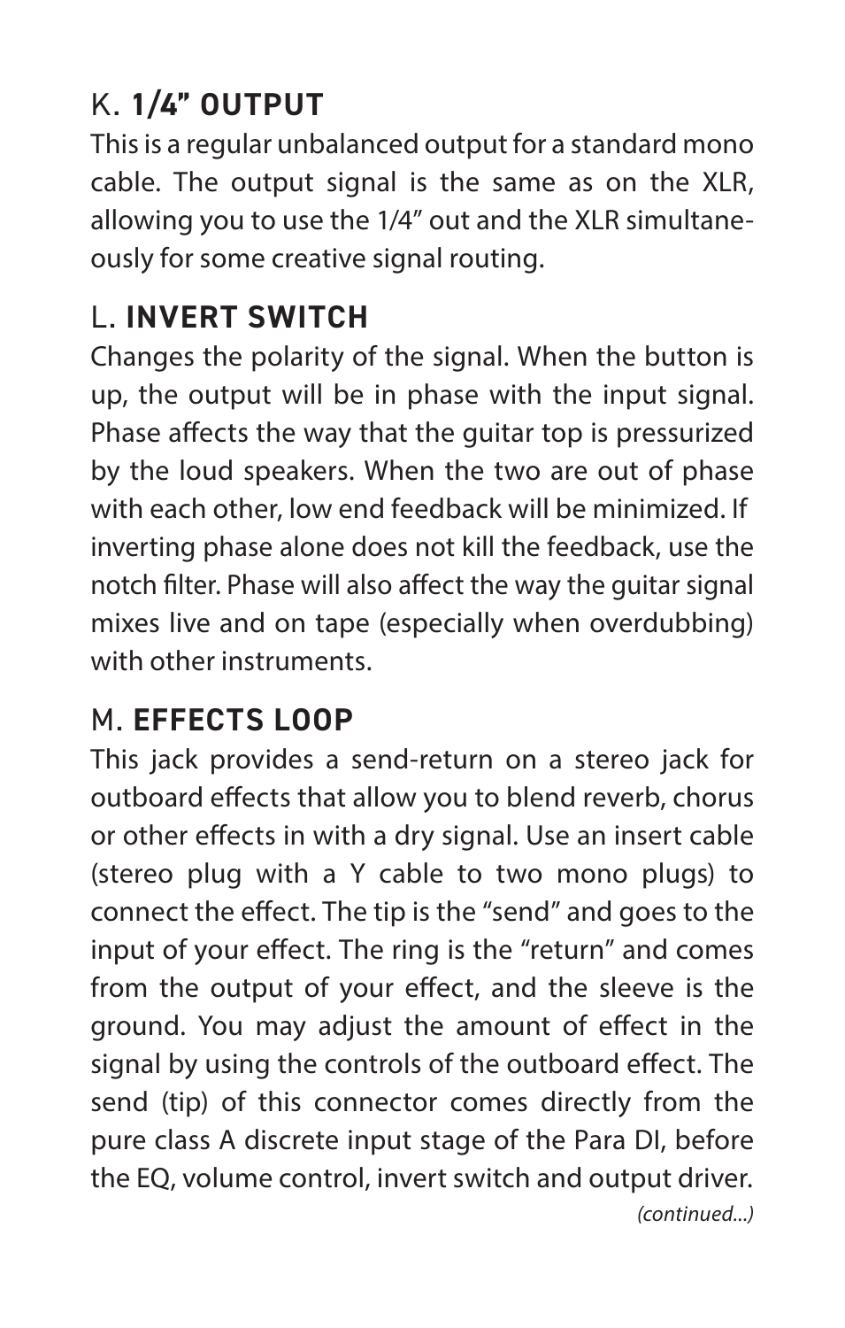## K. **1/4" OUTPUT**

This is a regular unbalanced output for a standard mono cable. The output signal is the same as on the XLR, allowing you to use the 1/4" out and the XLR simultaneously for some creative signal routing.

## L. **INVERT SWITCH**

Changes the polarity of the signal. When the button is up, the output will be in phase with the input signal. Phase affects the way that the guitar top is pressurized by the loud speakers. When the two are out of phase with each other, low end feedback will be minimized. If inverting phase alone does not kill the feedback, use the notch filter. Phase will also affect the way the guitar signal mixes live and on tape (especially when overdubbing) with other instruments.

## M. **EFFECTS LOOP**

This jack provides a send-return on a stereo jack for outboard effects that allow you to blend reverb, chorus or other effects in with a dry signal. Use an insert cable (stereo plug with a Y cable to two mono plugs) to connect the effect. The tip is the "send" and goes to the input of your effect. The ring is the "return" and comes from the output of your effect, and the sleeve is the ground. You may adjust the amount of effect in the signal by using the controls of the outboard effect. The send (tip) of this connector comes directly from the pure class A discrete input stage of the Para DI, before the EQ, volume control, invert switch and output driver.

*(continued...)*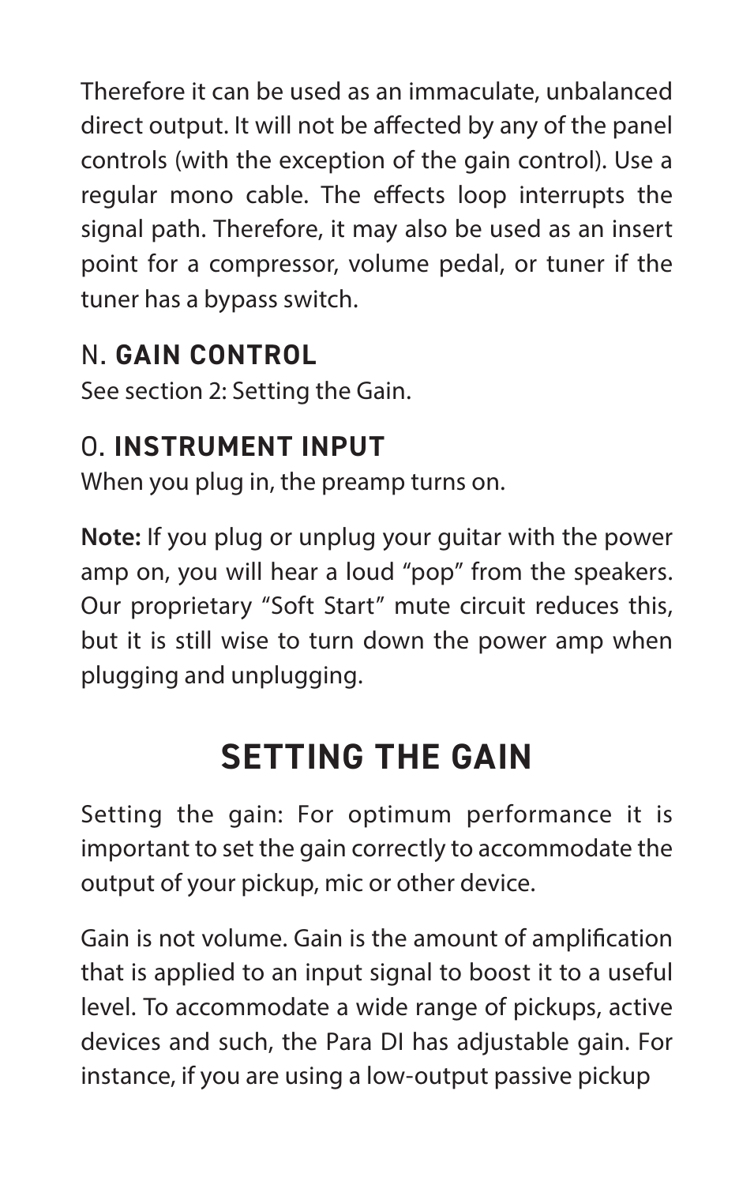Therefore it can be used as an immaculate, unbalanced direct output. It will not be affected by any of the panel controls (with the exception of the gain control). Use a regular mono cable. The effects loop interrupts the signal path. Therefore, it may also be used as an insert point for a compressor, volume pedal, or tuner if the tuner has a bypass switch.

### N. **GAIN CONTROL**

See section 2: Setting the Gain.

### O. **INSTRUMENT INPUT**

When you plug in, the preamp turns on.

**Note:** If you plug or unplug your guitar with the power amp on, you will hear a loud "pop" from the speakers. Our proprietary "Soft Start" mute circuit reduces this, but it is still wise to turn down the power amp when plugging and unplugging.

## SETTING THE GAIN

Setting the gain: For optimum performance it is important to set the gain correctly to accommodate the output of your pickup, mic or other device.

Gain is not volume. Gain is the amount of amplification that is applied to an input signal to boost it to a useful level. To accommodate a wide range of pickups, active devices and such, the Para DI has adjustable gain. For instance, if you are using a low-output passive pickup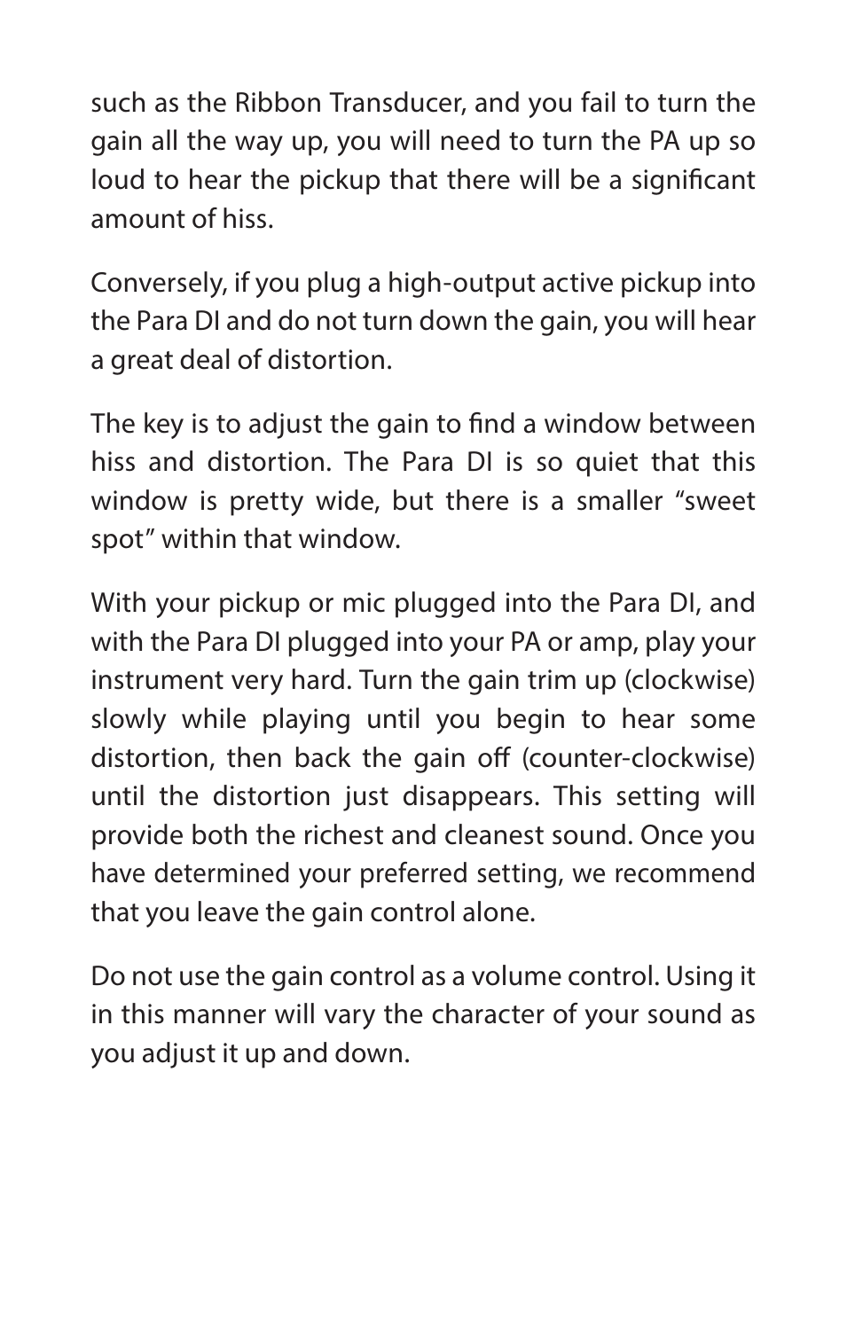such as the Ribbon Transducer, and you fail to turn the gain all the way up, you will need to turn the PA up so loud to hear the pickup that there will be a significant amount of hiss.

Conversely, if you plug a high-output active pickup into the Para DI and do not turn down the gain, you will hear a great deal of distortion.

The key is to adjust the gain to find a window between hiss and distortion. The Para DI is so quiet that this window is pretty wide, but there is a smaller "sweet spot" within that window.

With your pickup or mic plugged into the Para DI, and with the Para DI plugged into your PA or amp, play your instrument very hard. Turn the gain trim up (clockwise) slowly while playing until you begin to hear some distortion, then back the gain off (counter-clockwise) until the distortion just disappears. This setting will provide both the richest and cleanest sound. Once you have determined your preferred setting, we recommend that you leave the gain control alone.

Do not use the gain control as a volume control. Using it in this manner will vary the character of your sound as you adjust it up and down.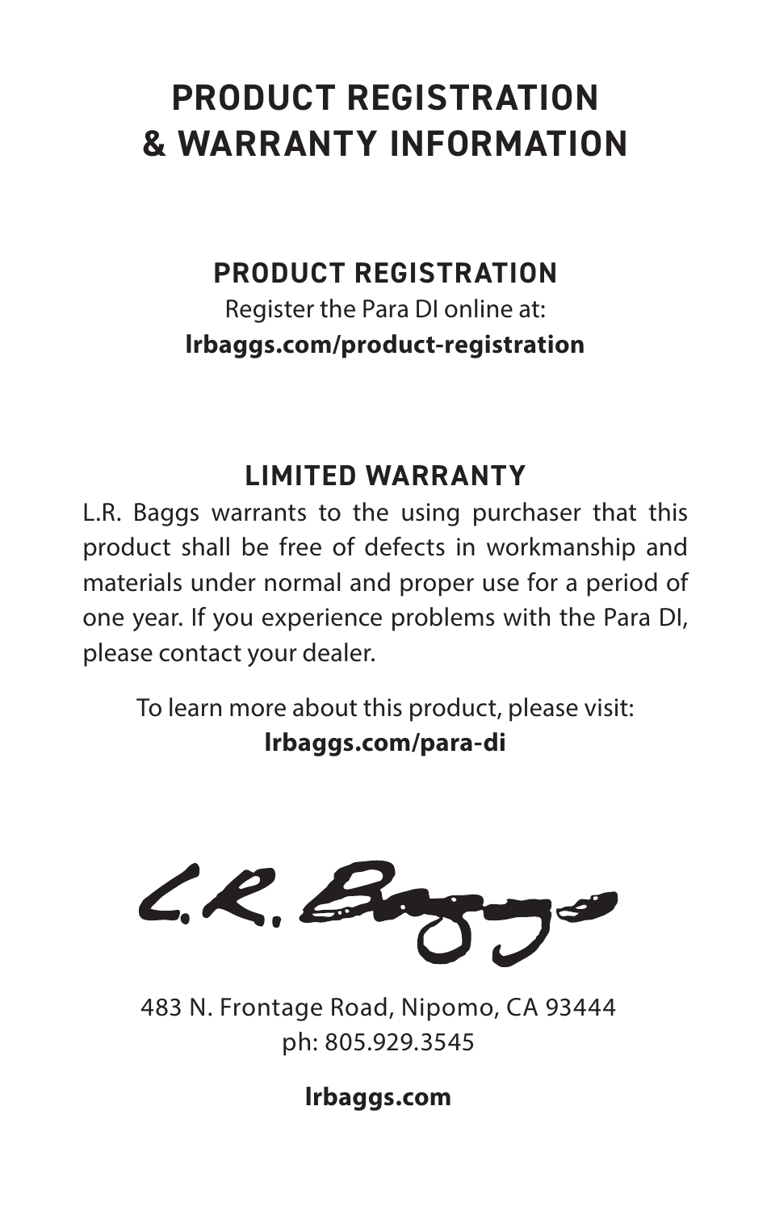# PRODUCT REGISTRATION & WARRANTY INFORMATION

## PRODUCT REGISTRATION

Register the Para DI online at:
**lrbaggs.com/product-registration**

## LIMITED WARRANTY

L.R. Baggs warrants to the using purchaser that this product shall be free of defects in workmanship and materials under normal and proper use for a period of one year. If you experience problems with the Para DI, please contact your dealer.

To learn more about this product, please visit:
**lrbaggs.com/para-di**

L.R. Baggs

483 N. Frontage Road, Nipomo, CA 93444
ph: 805.929.3545

**lrbaggs.com**